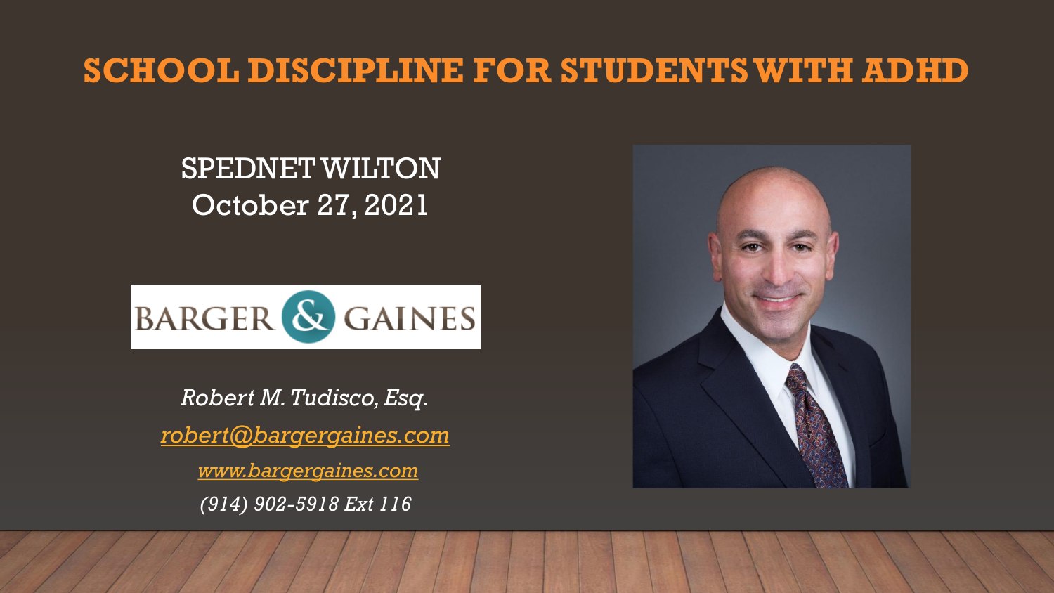# SCHOOL DISCIPLINE FOR STUDENTS WITH ADHD

SPEDNET WILTON
October 27, 2021

BARGER & GAINES

*Robert M. Tudisco, Esq.*

*robert@bargergaines.com*

*www.bargergaines.com*

*(914) 902-5918 Ext 116*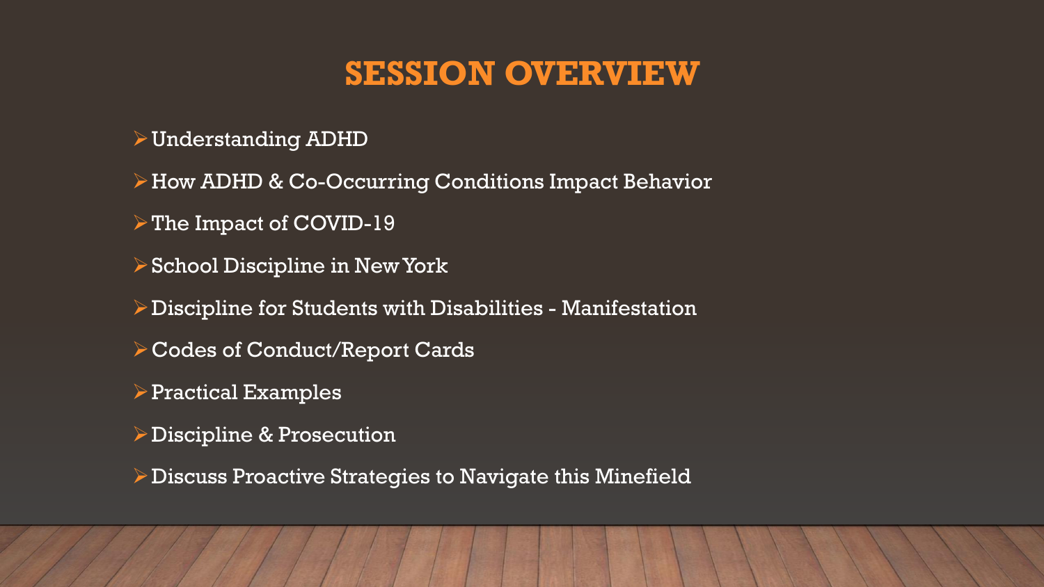# SESSION OVERVIEW

- Understanding ADHD
- How ADHD & Co-Occurring Conditions Impact Behavior
- The Impact of COVID-19
- School Discipline in New York
- Discipline for Students with Disabilities - Manifestation
- Codes of Conduct/Report Cards
- Practical Examples
- Discipline & Prosecution
- Discuss Proactive Strategies to Navigate this Minefield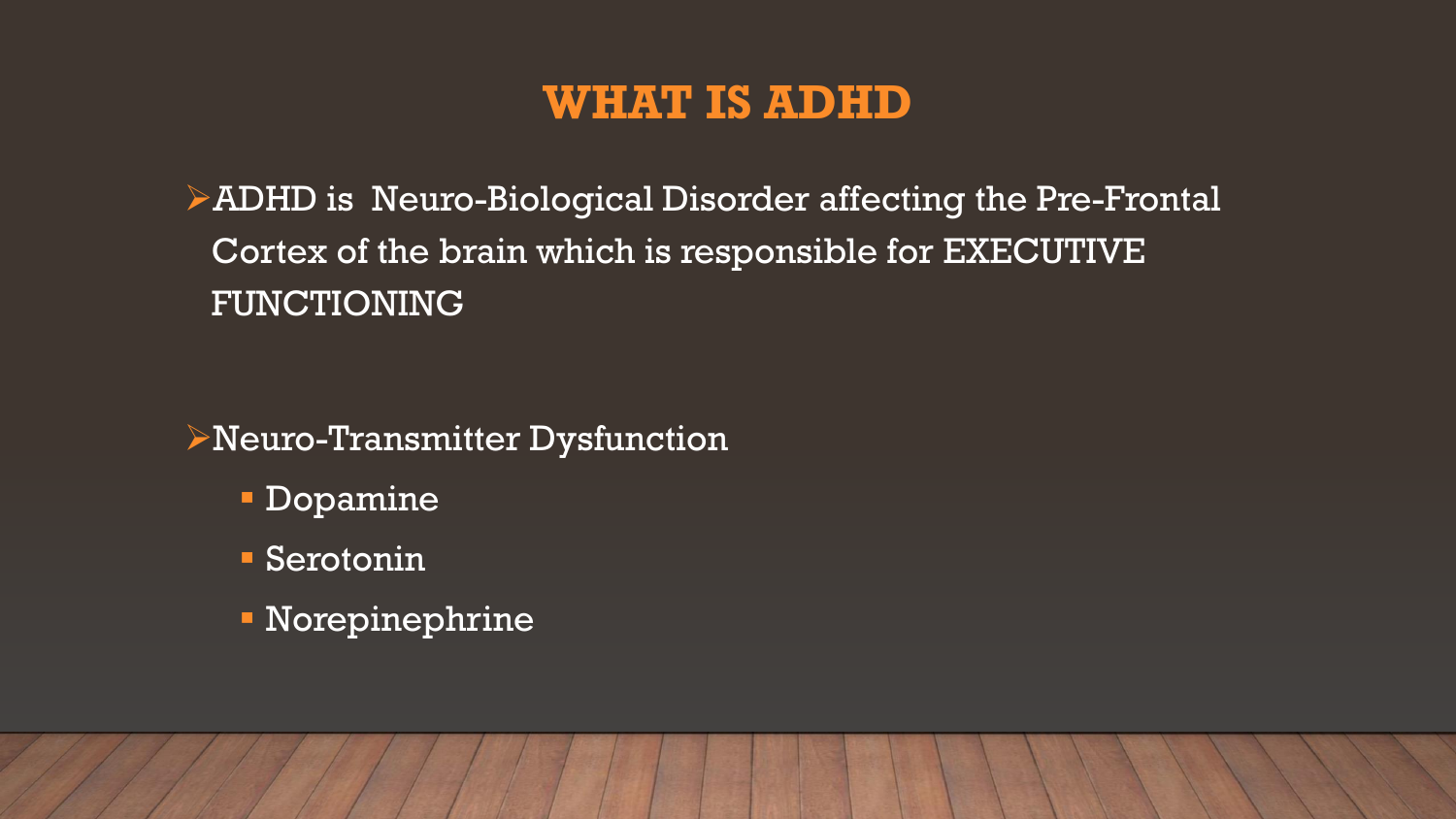# WHAT IS ADHD

- ADHD is Neuro-Biological Disorder affecting the Pre-Frontal Cortex of the brain which is responsible for EXECUTIVE FUNCTIONING

- Neuro-Transmitter Dysfunction
  - Dopamine
  - Serotonin
  - Norepinephrine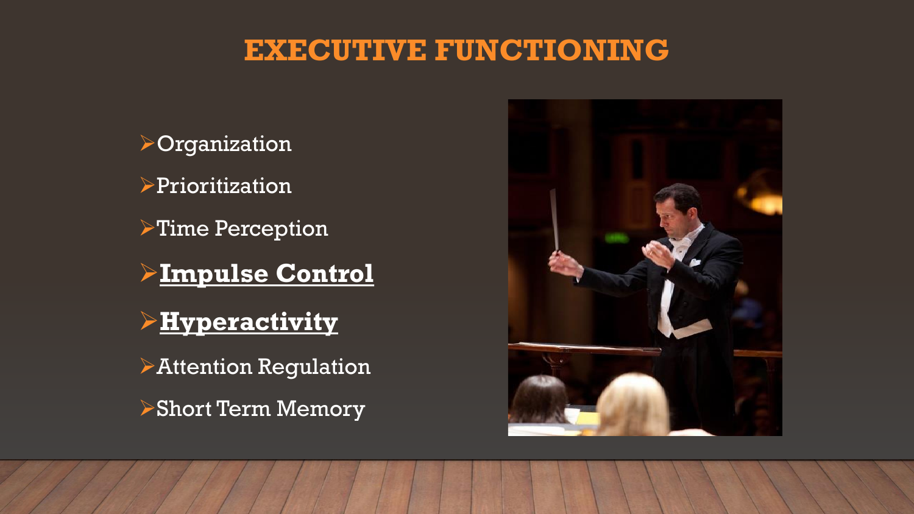# EXECUTIVE FUNCTIONING

- Organization
- Prioritization
- Time Perception
- **Impulse Control**
- **Hyperactivity**
- Attention Regulation
- Short Term Memory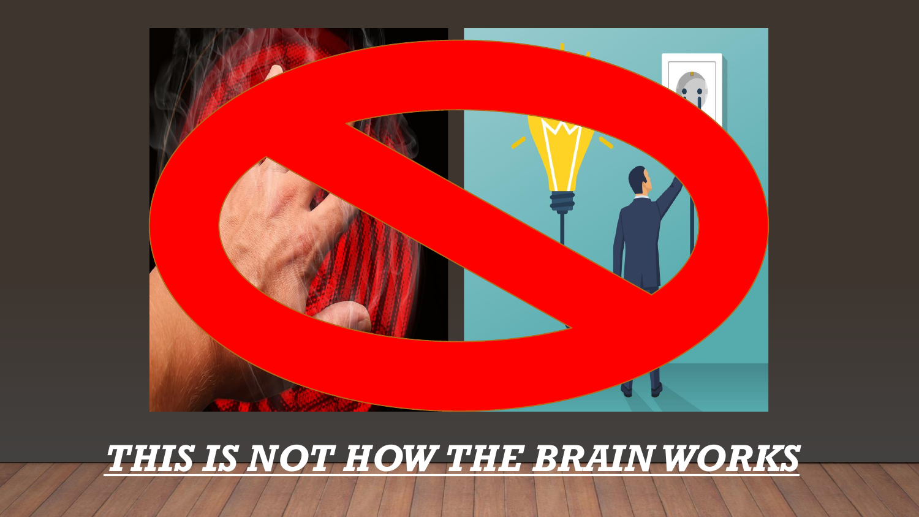***THIS IS NOT HOW THE BRAIN WORKS***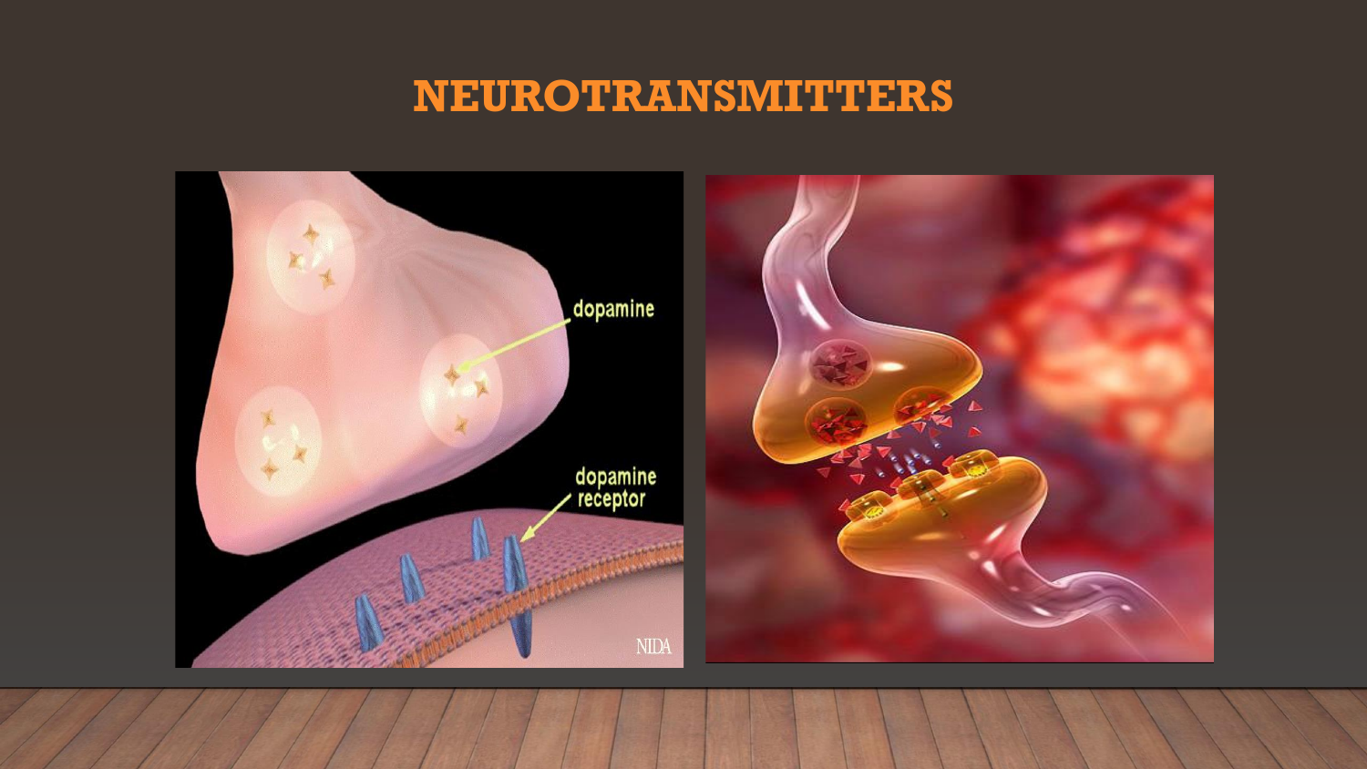# NEUROTRANSMITTERS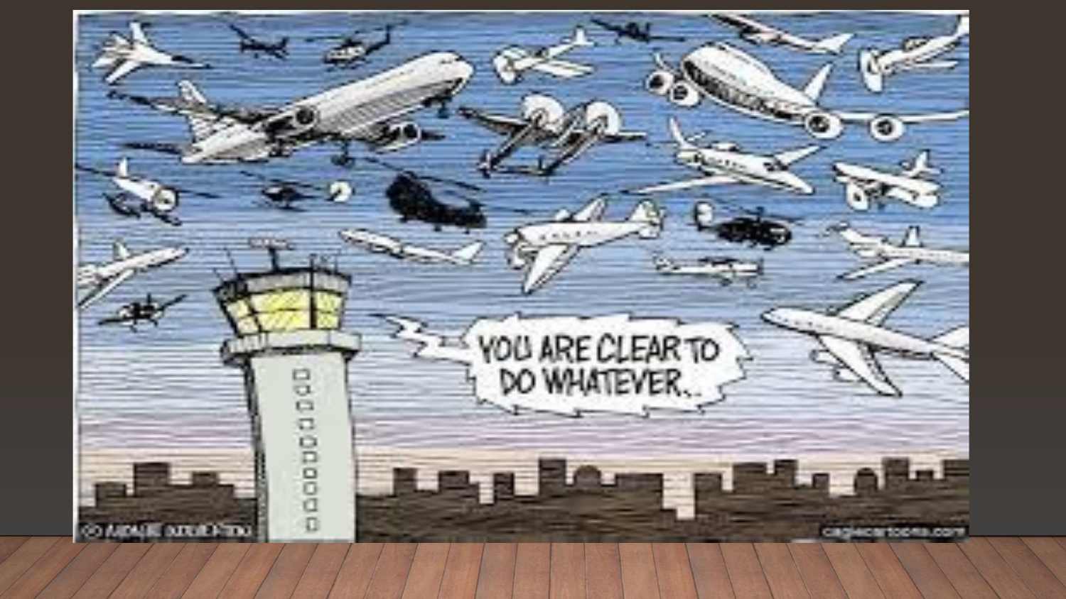YOU ARE CLEAR TO DO WHATEVER...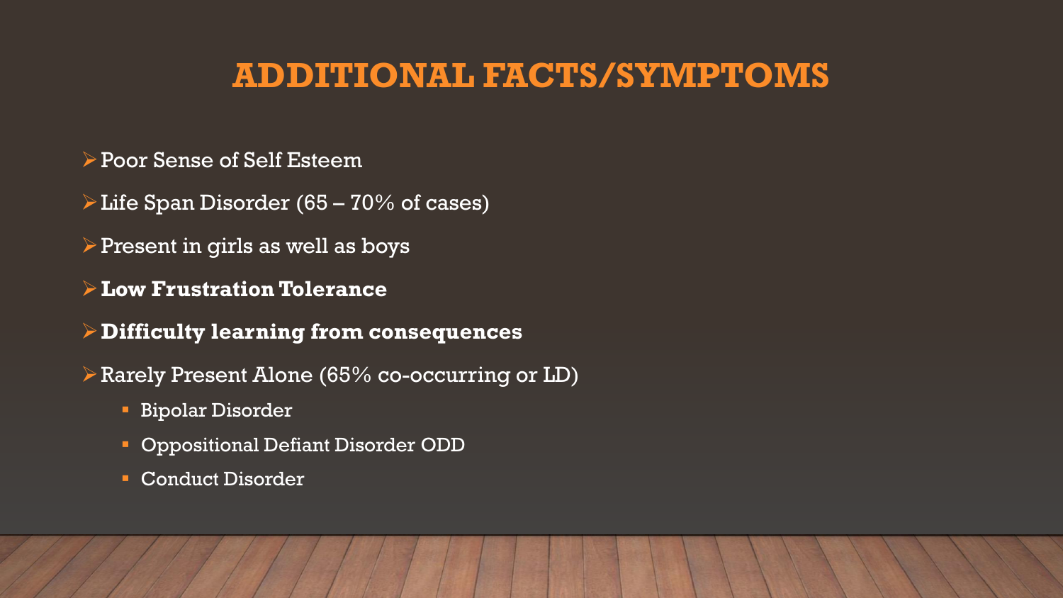# ADDITIONAL FACTS/SYMPTOMS

- Poor Sense of Self Esteem
- Life Span Disorder (65 – 70% of cases)
- Present in girls as well as boys
- **Low Frustration Tolerance**
- **Difficulty learning from consequences**
- Rarely Present Alone (65% co-occurring or LD)
  - Bipolar Disorder
  - Oppositional Defiant Disorder ODD
  - Conduct Disorder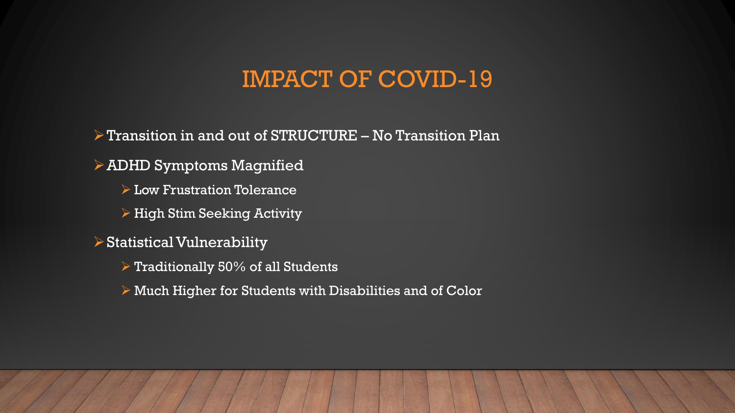# IMPACT OF COVID-19

- Transition in and out of STRUCTURE – No Transition Plan
- ADHD Symptoms Magnified
  - Low Frustration Tolerance
  - High Stim Seeking Activity
- Statistical Vulnerability
  - Traditionally 50% of all Students
  - Much Higher for Students with Disabilities and of Color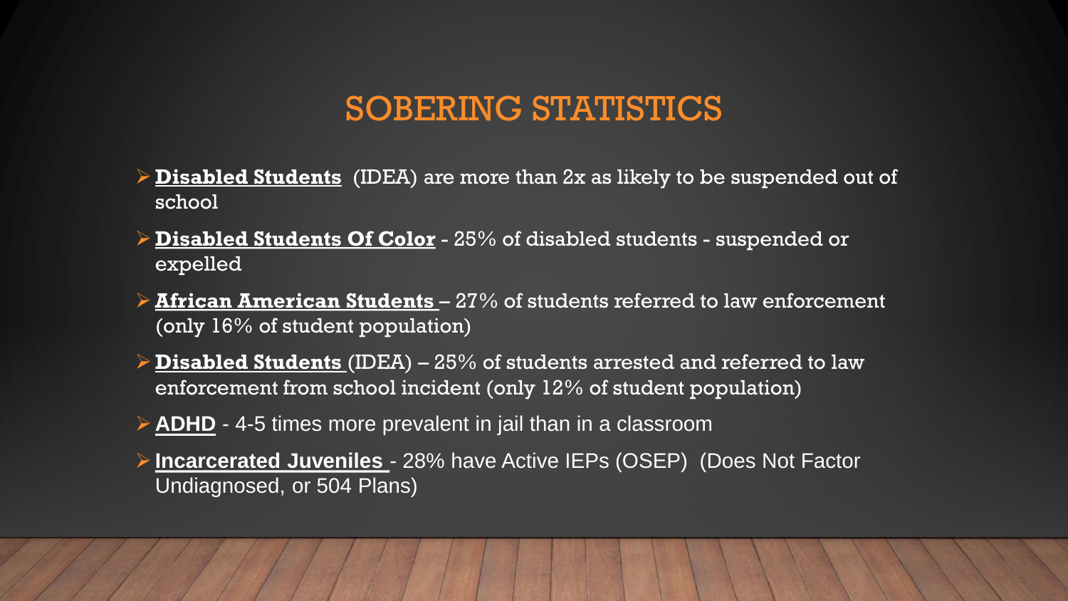# SOBERING STATISTICS

- **Disabled Students** (IDEA) are more than 2x as likely to be suspended out of school
- **Disabled Students Of Color** - 25% of disabled students - suspended or expelled
- **African American Students** – 27% of students referred to law enforcement (only 16% of student population)
- **Disabled Students** (IDEA) – 25% of students arrested and referred to law enforcement from school incident (only 12% of student population)
- **ADHD** - 4-5 times more prevalent in jail than in a classroom
- **Incarcerated Juveniles** - 28% have Active IEPs (OSEP) (Does Not Factor Undiagnosed, or 504 Plans)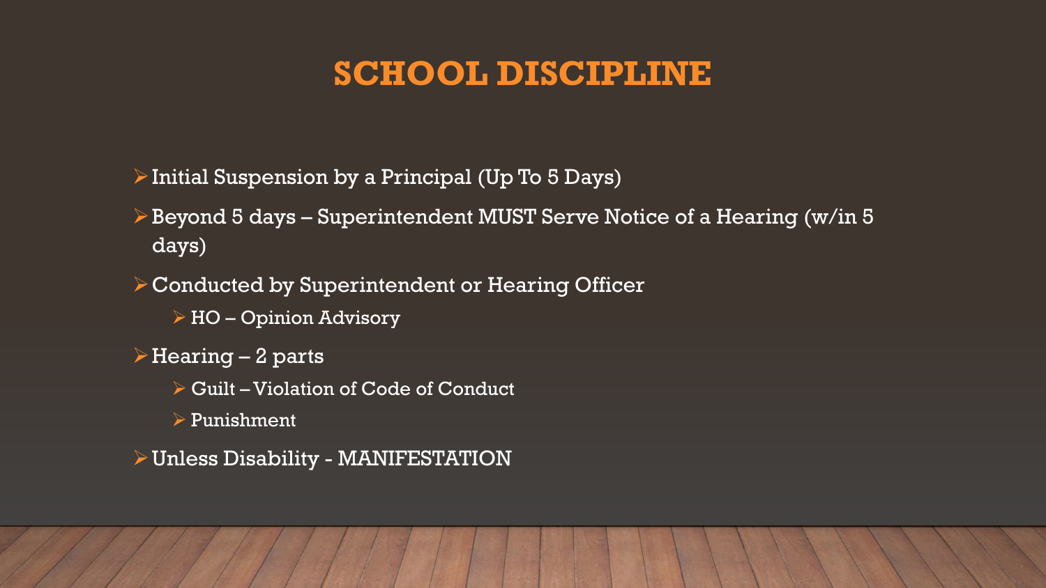# SCHOOL DISCIPLINE

- Initial Suspension by a Principal (Up To 5 Days)
- Beyond 5 days – Superintendent MUST Serve Notice of a Hearing (w/in 5 days)
- Conducted by Superintendent or Hearing Officer
  - HO – Opinion Advisory
- Hearing – 2 parts
  - Guilt – Violation of Code of Conduct
  - Punishment
- Unless Disability - MANIFESTATION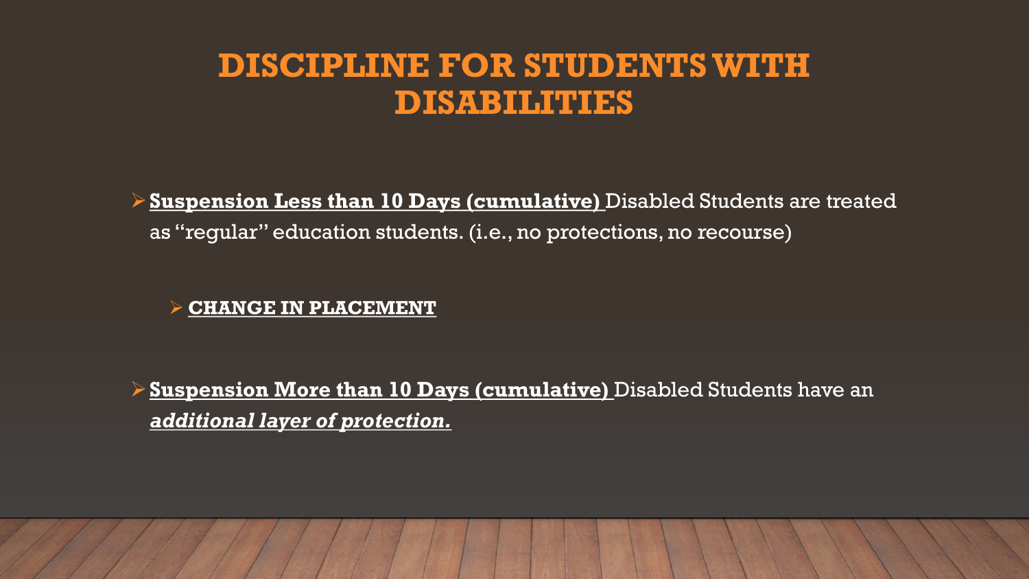# DISCIPLINE FOR STUDENTS WITH DISABILITIES

- **Suspension Less than 10 Days (cumulative)** Disabled Students are treated as "regular" education students. (i.e., no protections, no recourse)

  - **CHANGE IN PLACEMENT**

- **Suspension More than 10 Days (cumulative)** Disabled Students have an ***additional layer of protection.***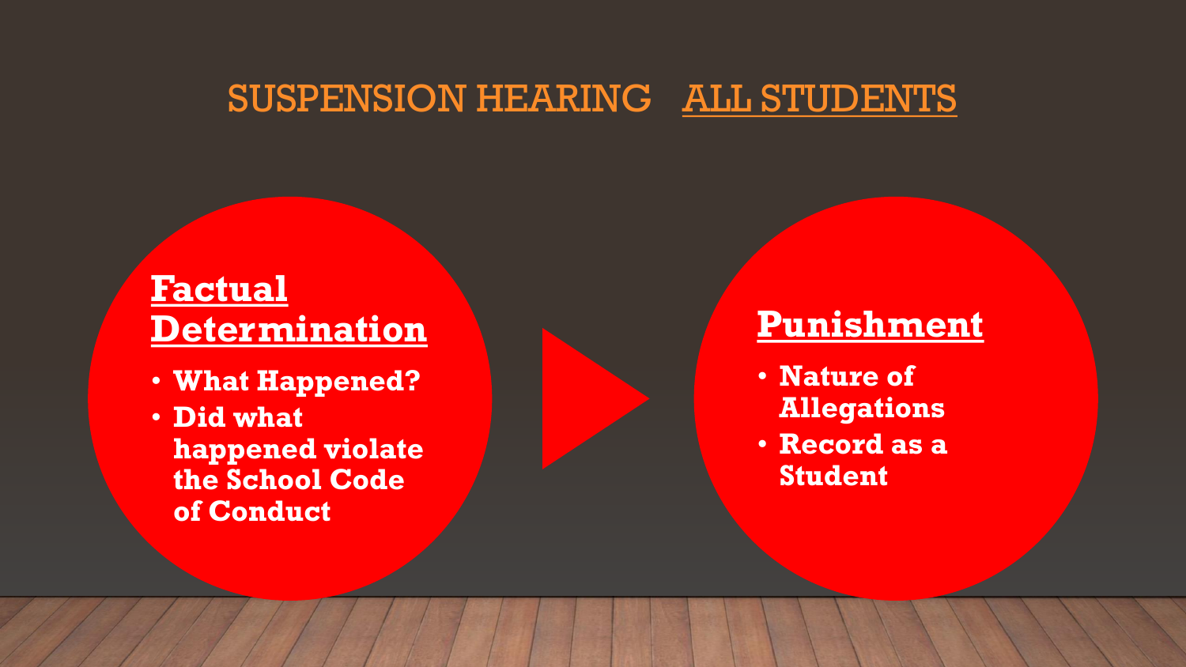# SUSPENSION HEARING <u>ALL STUDENTS</u>

## Factual Determination

- **What Happened?**
- **Did what happened violate the School Code of Conduct**

## Punishment

- **Nature of Allegations**
- **Record as a Student**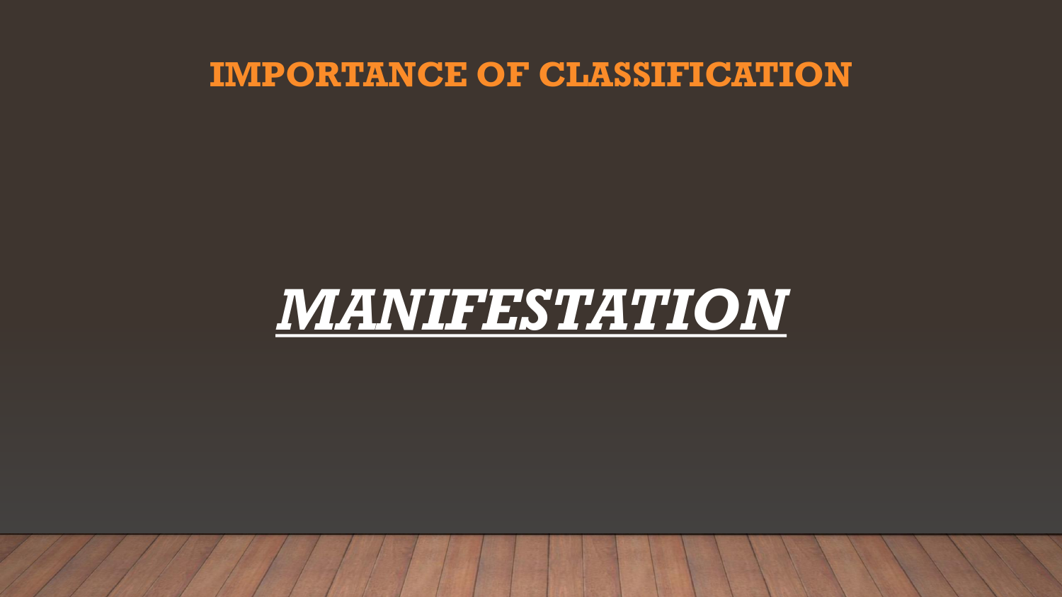# IMPORTANCE OF CLASSIFICATION

***MANIFESTATION***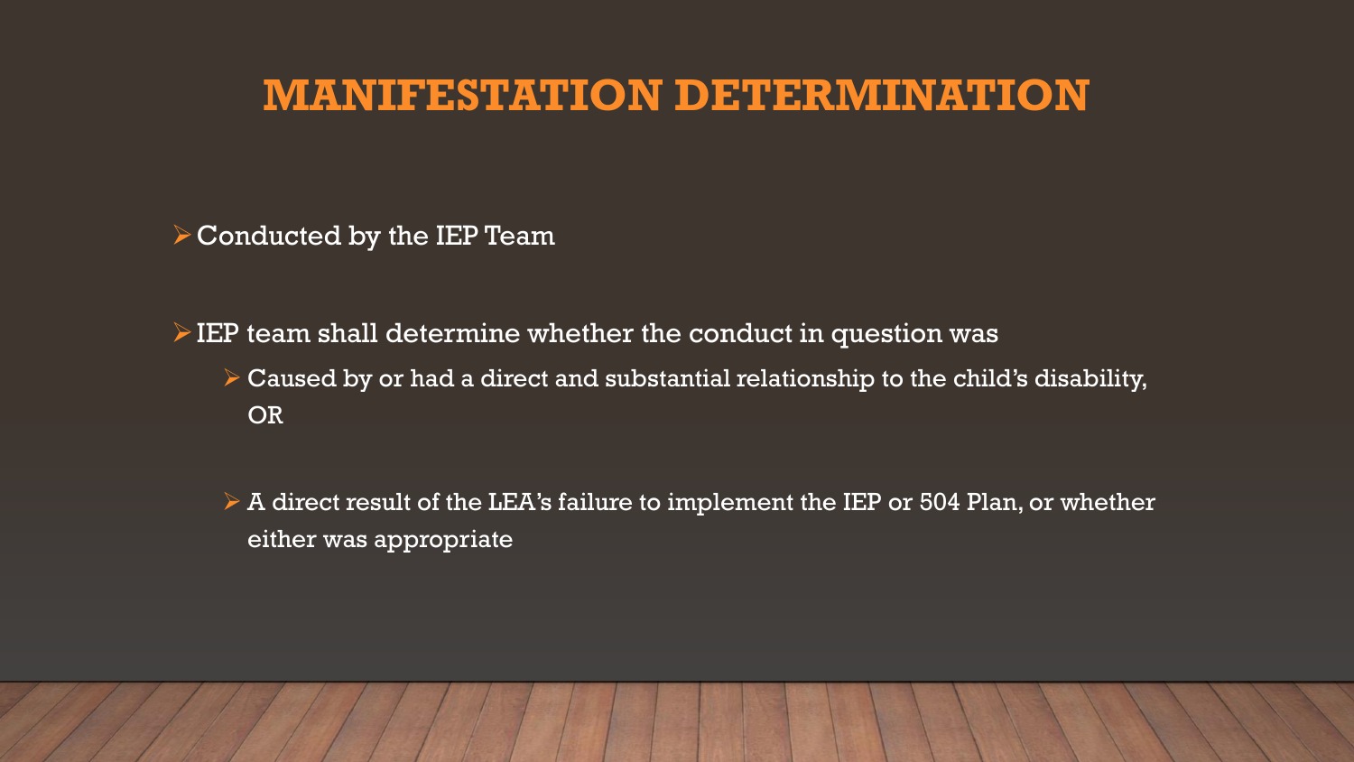# MANIFESTATION DETERMINATION

- Conducted by the IEP Team

- IEP team shall determine whether the conduct in question was
  - Caused by or had a direct and substantial relationship to the child's disability, OR
  - A direct result of the LEA's failure to implement the IEP or 504 Plan, or whether either was appropriate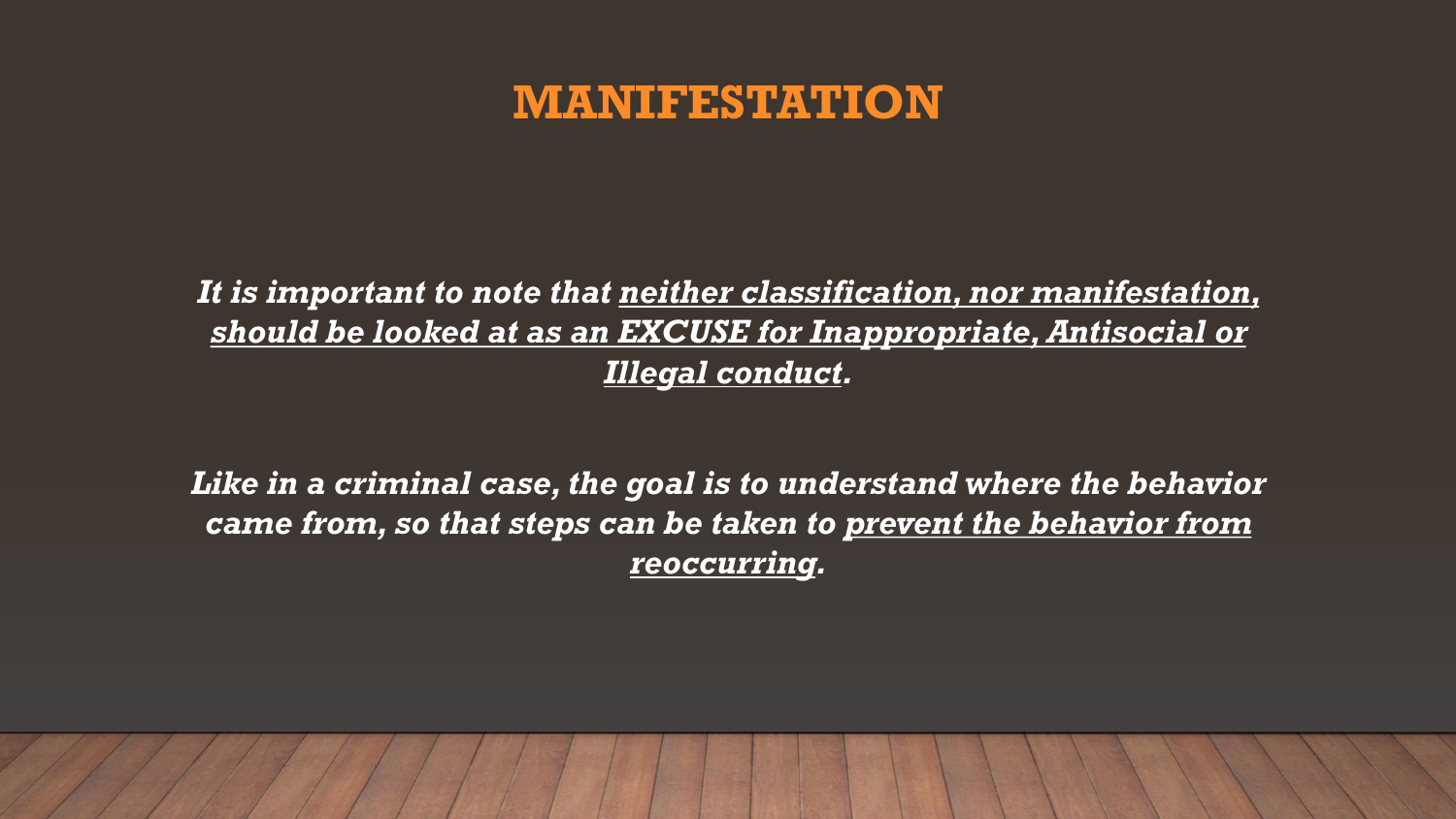# MANIFESTATION

***It is important to note that <u>neither classification, nor manifestation, should be looked at as an EXCUSE for Inappropriate, Antisocial or Illegal conduct</u>.***

***Like in a criminal case, the goal is to understand where the behavior came from, so that steps can be taken to <u>prevent the behavior from reoccurring</u>.***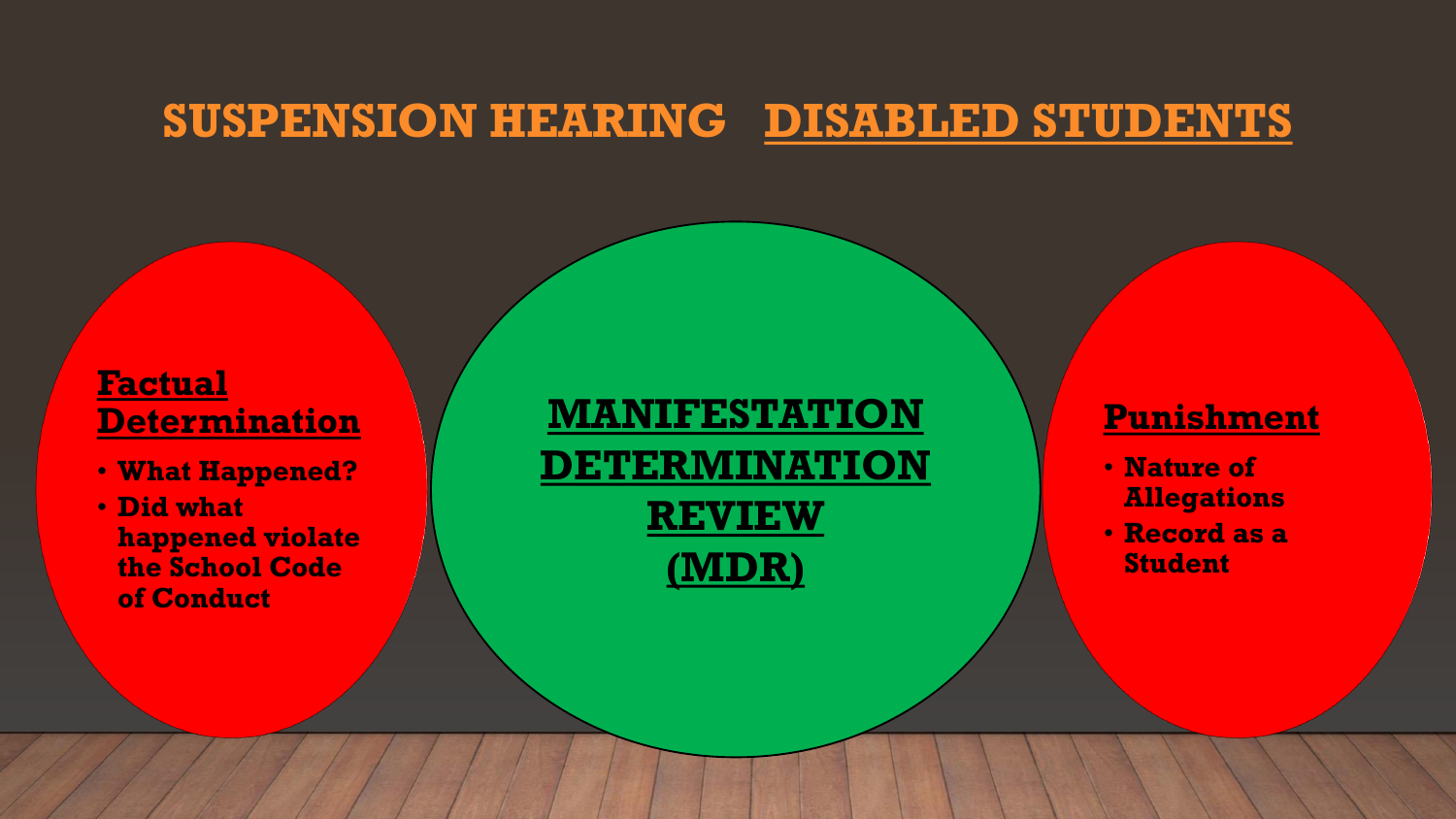# SUSPENSION HEARING <u>DISABLED STUDENTS</u>

**Factual Determination**

- **What Happened?**
- **Did what happened violate the School Code of Conduct**

**MANIFESTATION DETERMINATION REVIEW (MDR)**

**Punishment**

- **Nature of Allegations**
- **Record as a Student**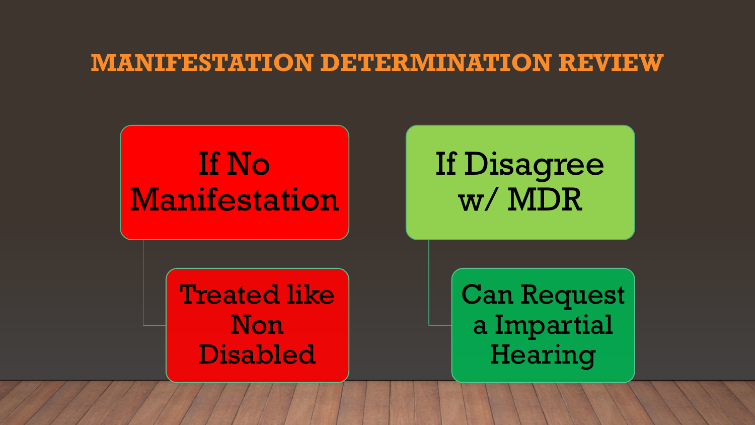# MANIFESTATION DETERMINATION REVIEW

- If No Manifestation
  - Treated like Non Disabled
- If Disagree w/ MDR
  - Can Request a Impartial Hearing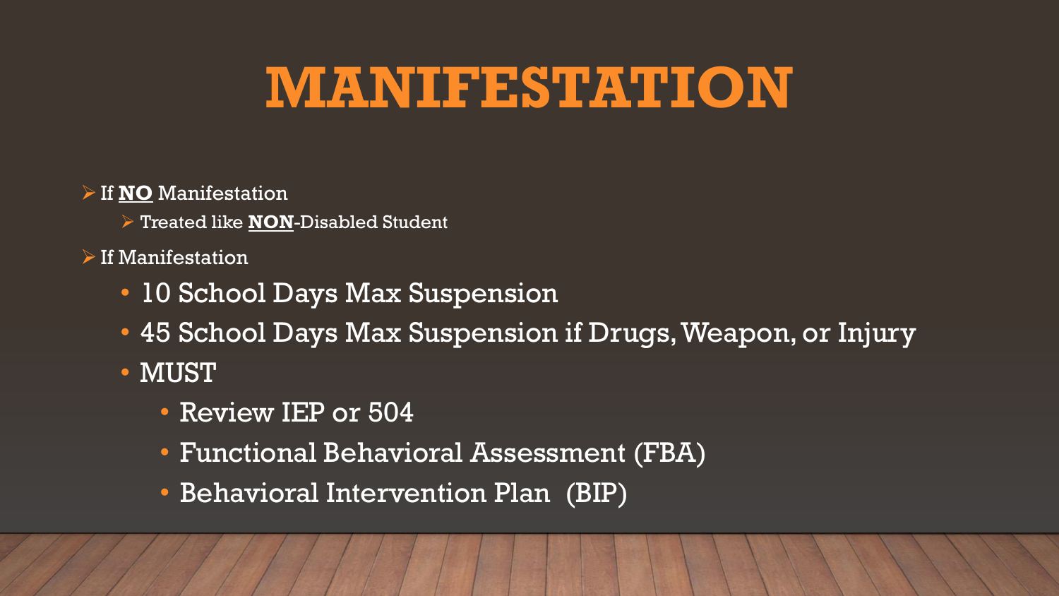# MANIFESTATION

- If **<u>NO</u>** Manifestation
  - Treated like **<u>NON</u>**-Disabled Student
- If Manifestation
  - 10 School Days Max Suspension
  - 45 School Days Max Suspension if Drugs, Weapon, or Injury
  - MUST
    - Review IEP or 504
    - Functional Behavioral Assessment (FBA)
    - Behavioral Intervention Plan (BIP)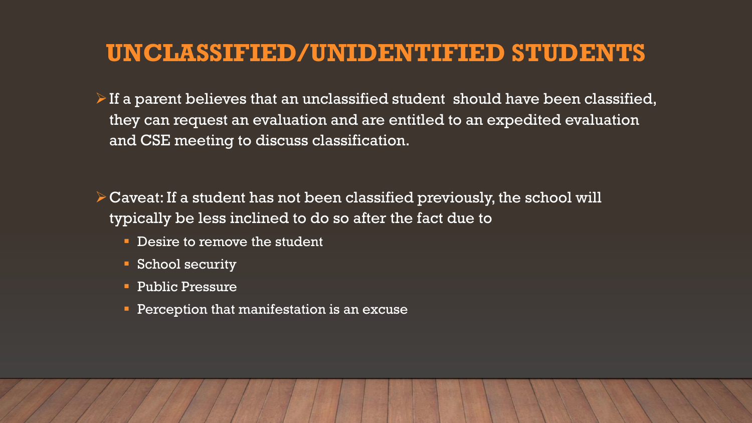# UNCLASSIFIED/UNIDENTIFIED STUDENTS

- If a parent believes that an unclassified student should have been classified, they can request an evaluation and are entitled to an expedited evaluation and CSE meeting to discuss classification.

- Caveat: If a student has not been classified previously, the school will typically be less inclined to do so after the fact due to
  - Desire to remove the student
  - School security
  - Public Pressure
  - Perception that manifestation is an excuse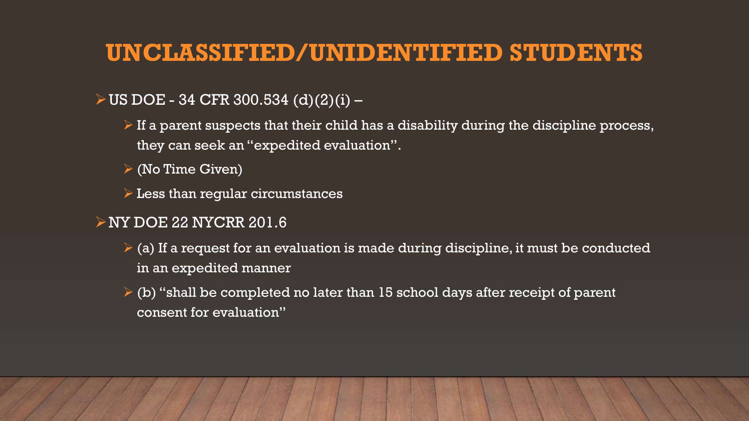# UNCLASSIFIED/UNIDENTIFIED STUDENTS

- US DOE - 34 CFR 300.534 (d)(2)(i) –
  - If a parent suspects that their child has a disability during the discipline process, they can seek an "expedited evaluation".
  - (No Time Given)
  - Less than regular circumstances
- NY DOE 22 NYCRR 201.6
  - (a) If a request for an evaluation is made during discipline, it must be conducted in an expedited manner
  - (b) "shall be completed no later than 15 school days after receipt of parent consent for evaluation"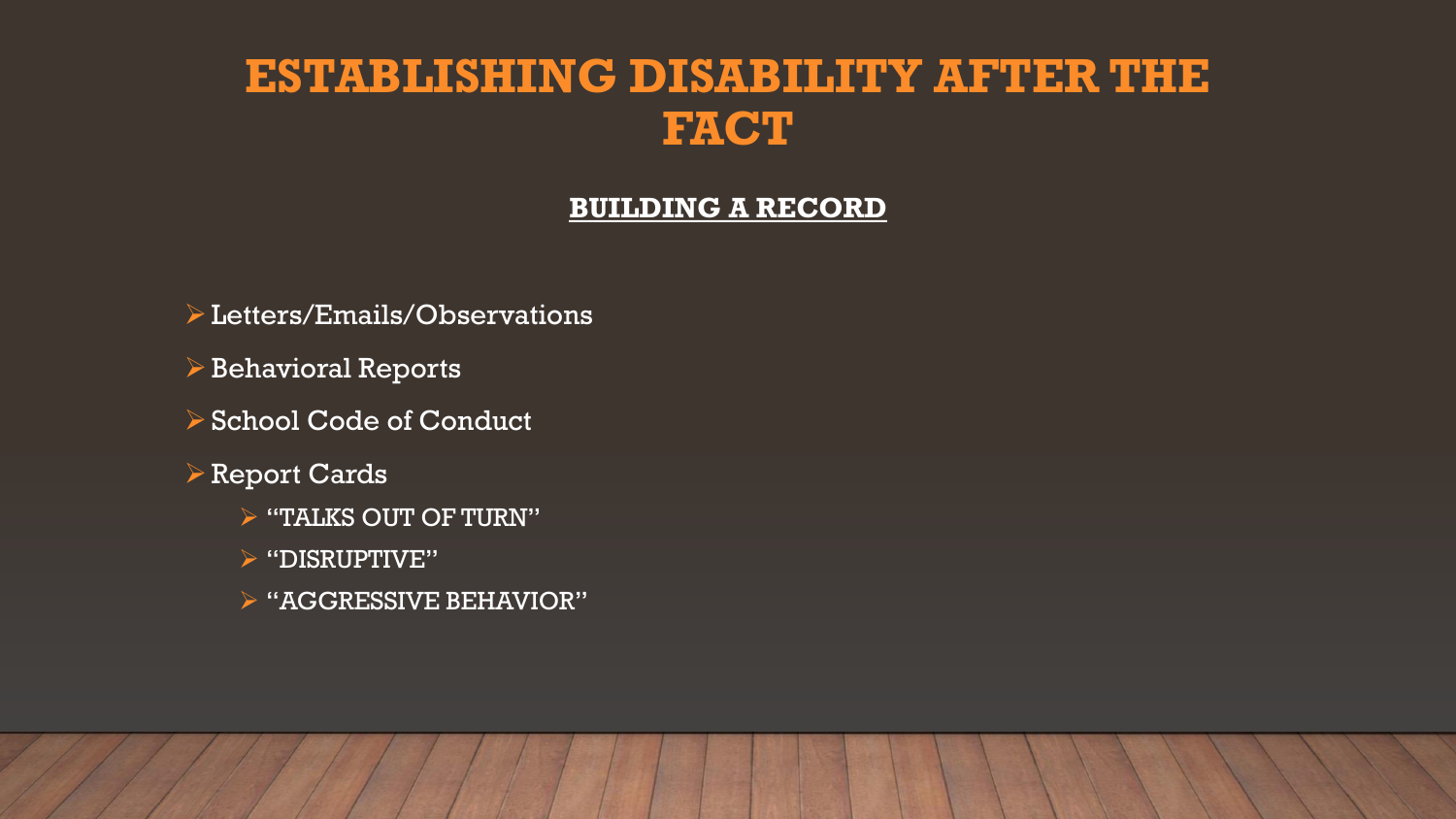# ESTABLISHING DISABILITY AFTER THE FACT

## BUILDING A RECORD

- Letters/Emails/Observations
- Behavioral Reports
- School Code of Conduct
- Report Cards
  - "TALKS OUT OF TURN"
  - "DISRUPTIVE"
  - "AGGRESSIVE BEHAVIOR"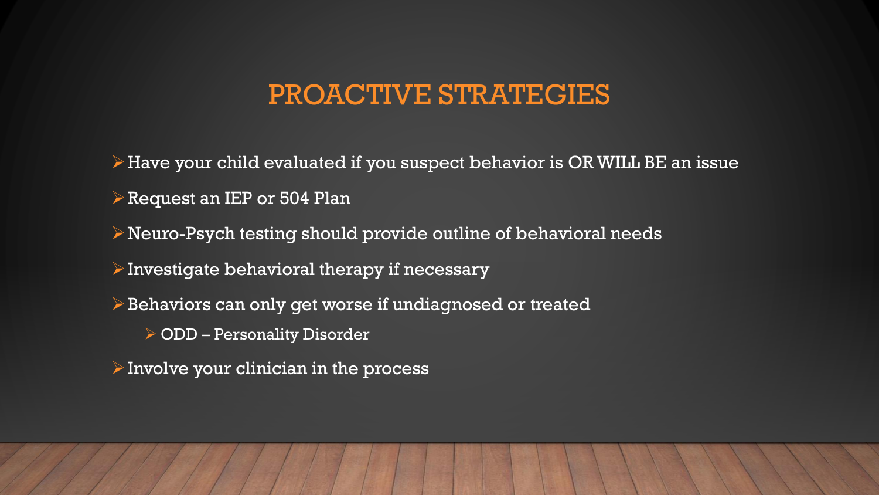# PROACTIVE STRATEGIES

- Have your child evaluated if you suspect behavior is OR WILL BE an issue
- Request an IEP or 504 Plan
- Neuro-Psych testing should provide outline of behavioral needs
- Investigate behavioral therapy if necessary
- Behaviors can only get worse if undiagnosed or treated
  - ODD – Personality Disorder
- Involve your clinician in the process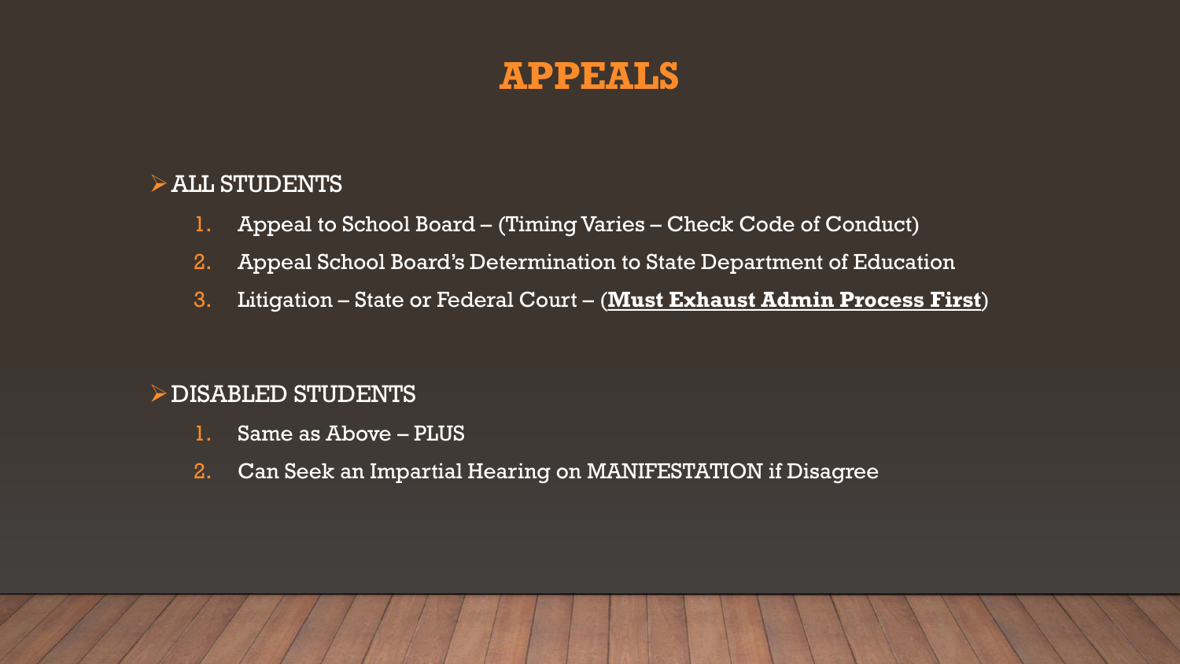# APPEALS

- ALL STUDENTS
  1. Appeal to School Board – (Timing Varies – Check Code of Conduct)
  2. Appeal School Board's Determination to State Department of Education
  3. Litigation – State or Federal Court – (**Must Exhaust Admin Process First**)

- DISABLED STUDENTS
  1. Same as Above – PLUS
  2. Can Seek an Impartial Hearing on MANIFESTATION if Disagree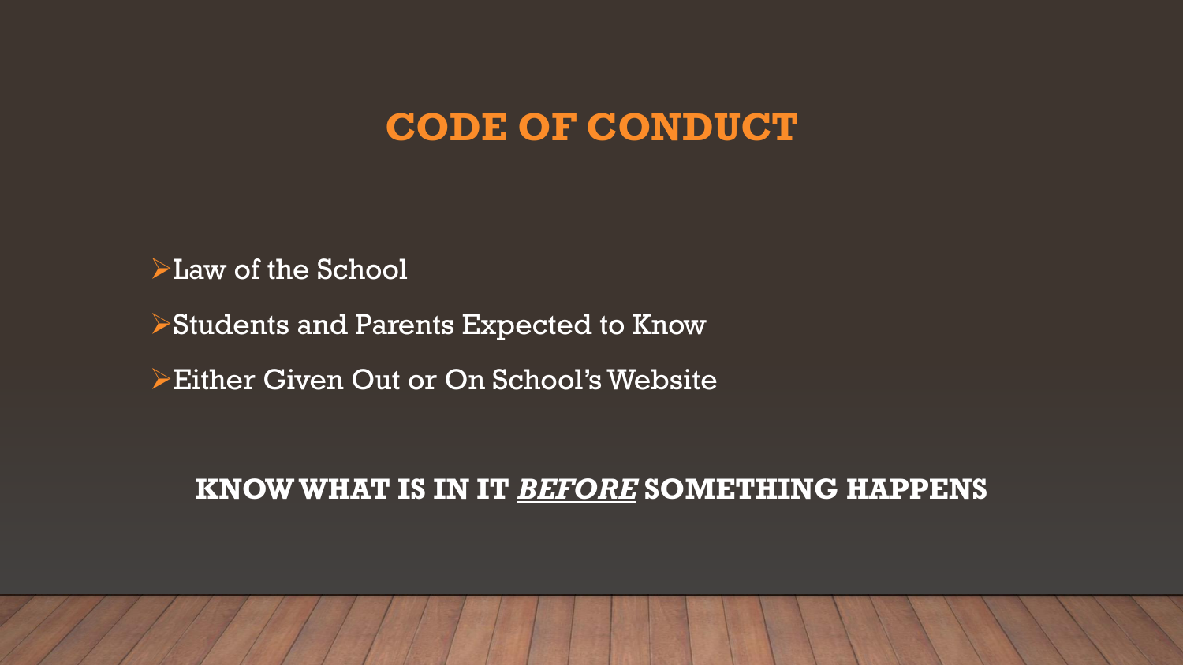# CODE OF CONDUCT

- Law of the School
- Students and Parents Expected to Know
- Either Given Out or On School's Website

**KNOW WHAT IS IN IT *BEFORE* SOMETHING HAPPENS**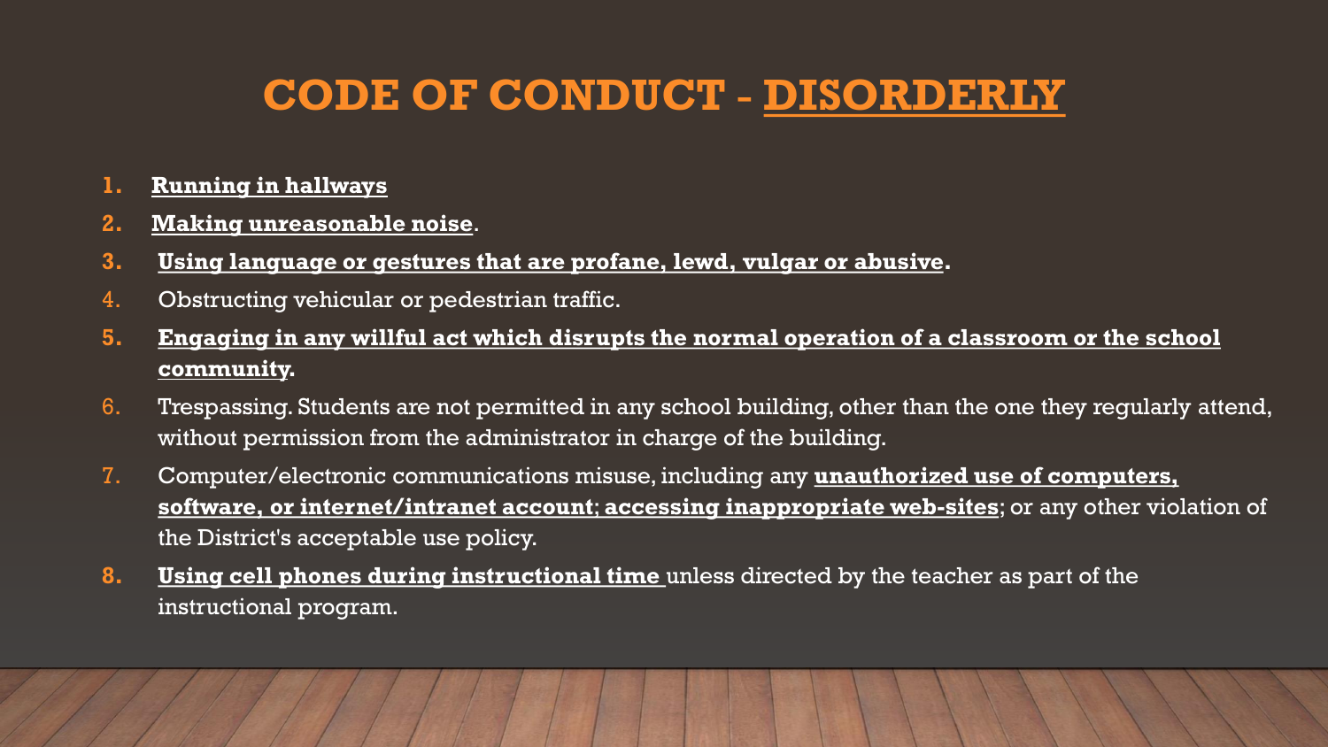# CODE OF CONDUCT - DISORDERLY

1. **Running in hallways**
2. **Making unreasonable noise**.
3. **Using language or gestures that are profane, lewd, vulgar or abusive.**
4. Obstructing vehicular or pedestrian traffic.
5. **Engaging in any willful act which disrupts the normal operation of a classroom or the school community.**
6. Trespassing. Students are not permitted in any school building, other than the one they regularly attend, without permission from the administrator in charge of the building.
7. Computer/electronic communications misuse, including any **unauthorized use of computers, software, or internet/intranet account; accessing inappropriate web-sites**; or any other violation of the District's acceptable use policy.
8. **Using cell phones during instructional time** unless directed by the teacher as part of the instructional program.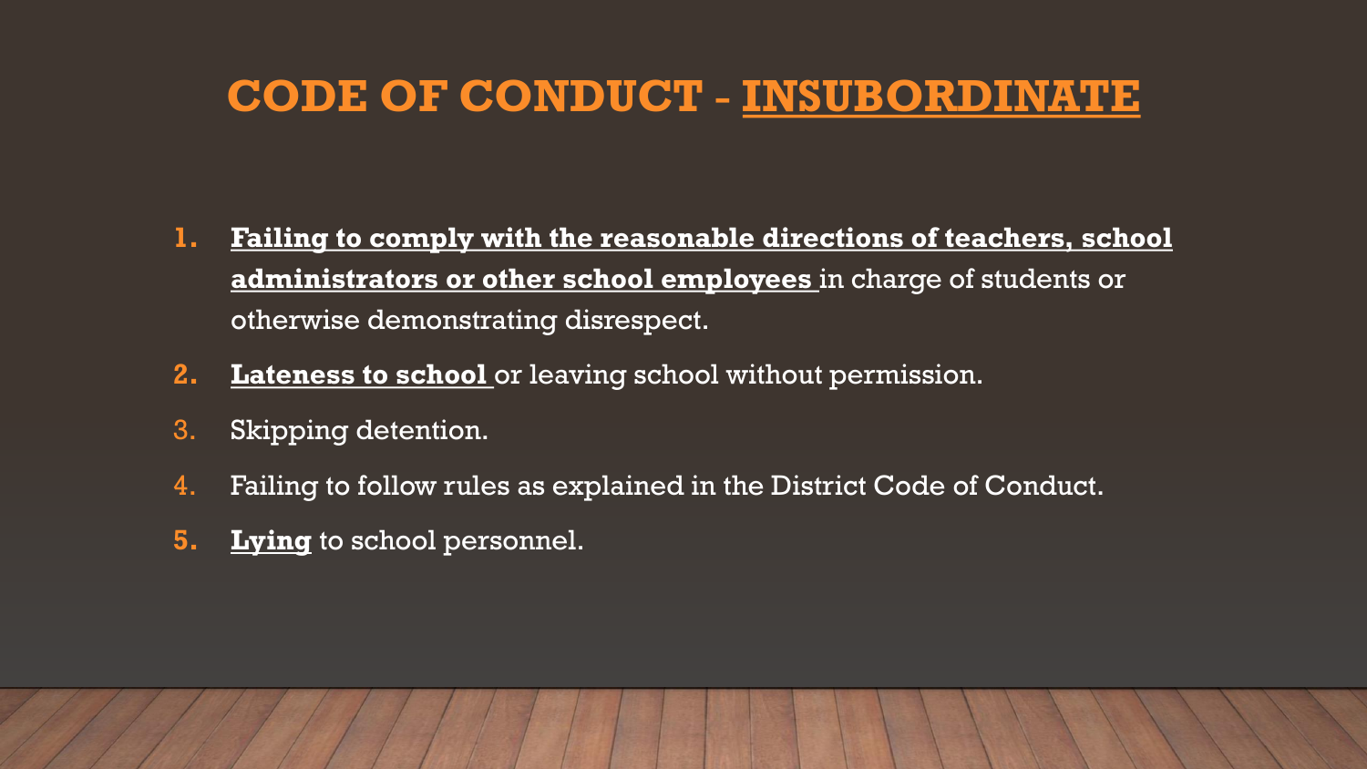# CODE OF CONDUCT - INSUBORDINATE

1. **Failing to comply with the reasonable directions of teachers, school administrators or other school employees** in charge of students or otherwise demonstrating disrespect.
2. **Lateness to school** or leaving school without permission.
3. Skipping detention.
4. Failing to follow rules as explained in the District Code of Conduct.
5. **Lying** to school personnel.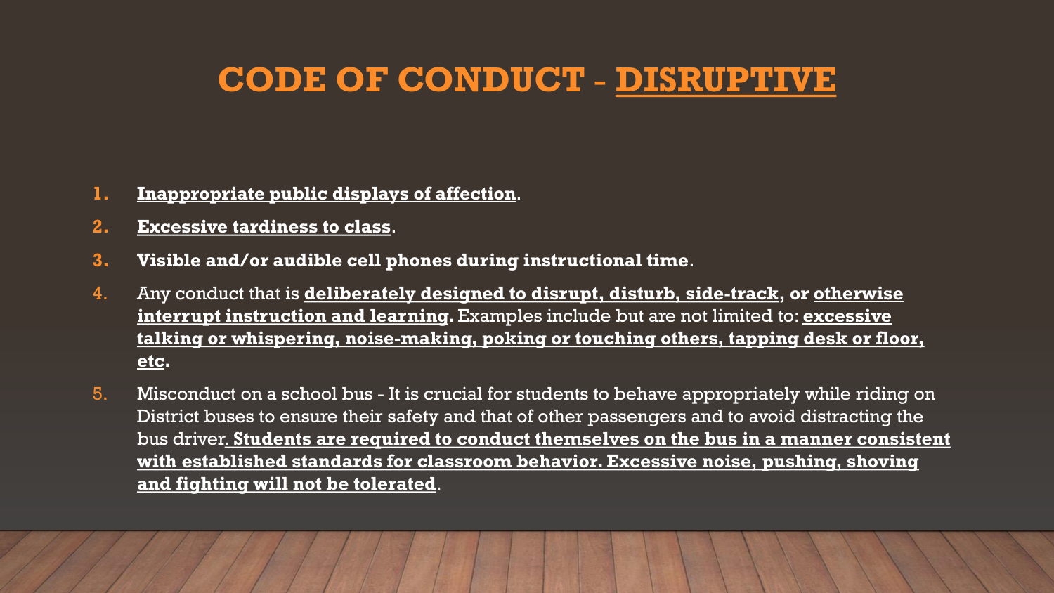# CODE OF CONDUCT - DISRUPTIVE

1. **Inappropriate public displays of affection**.
2. **Excessive tardiness to class**.
3. **Visible and/or audible cell phones during instructional time**.
4. Any conduct that is **deliberately designed to disrupt, disturb, side-track, or otherwise interrupt instruction and learning.** Examples include but are not limited to: **excessive talking or whispering, noise-making, poking or touching others, tapping desk or floor, etc.**
5. Misconduct on a school bus - It is crucial for students to behave appropriately while riding on District buses to ensure their safety and that of other passengers and to avoid distracting the bus driver**. Students are required to conduct themselves on the bus in a manner consistent with established standards for classroom behavior. Excessive noise, pushing, shoving and fighting will not be tolerated**.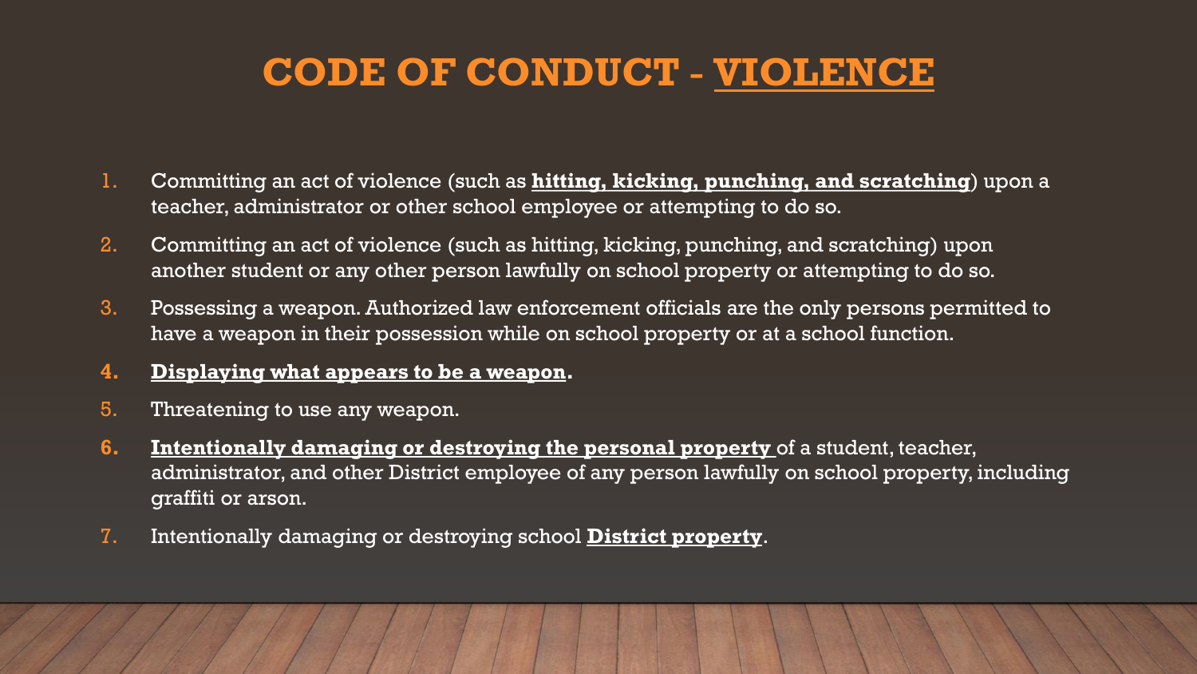# CODE OF CONDUCT - VIOLENCE

1. Committing an act of violence (such as **hitting, kicking, punching, and scratching**) upon a teacher, administrator or other school employee or attempting to do so.
2. Committing an act of violence (such as hitting, kicking, punching, and scratching) upon another student or any other person lawfully on school property or attempting to do so.
3. Possessing a weapon. Authorized law enforcement officials are the only persons permitted to have a weapon in their possession while on school property or at a school function.
4. **Displaying what appears to be a weapon.**
5. Threatening to use any weapon.
6. **Intentionally damaging or destroying the personal property** of a student, teacher, administrator, and other District employee of any person lawfully on school property, including graffiti or arson.
7. Intentionally damaging or destroying school **District property**.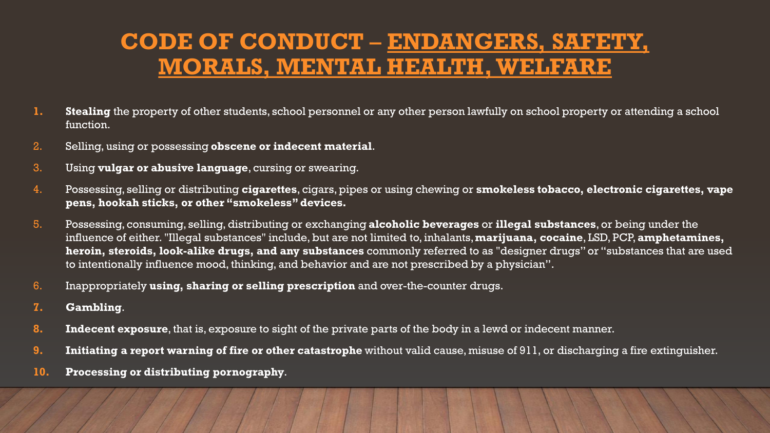# CODE OF CONDUCT – ENDANGERS, SAFETY, MORALS, MENTAL HEALTH, WELFARE

1. **Stealing** the property of other students, school personnel or any other person lawfully on school property or attending a school function.
2. Selling, using or possessing **obscene or indecent material**.
3. Using **vulgar or abusive language**, cursing or swearing.
4. Possessing, selling or distributing **cigarettes**, cigars, pipes or using chewing or **smokeless tobacco, electronic cigarettes, vape pens, hookah sticks, or other "smokeless" devices.**
5. Possessing, consuming, selling, distributing or exchanging **alcoholic beverages** or **illegal substances**, or being under the influence of either. "Illegal substances" include, but are not limited to, inhalants, **marijuana, cocaine**, LSD, PCP, **amphetamines, heroin, steroids, look-alike drugs, and any substances** commonly referred to as "designer drugs" or "substances that are used to intentionally influence mood, thinking, and behavior and are not prescribed by a physician".
6. Inappropriately **using, sharing or selling prescription** and over-the-counter drugs.
7. **Gambling**.
8. **Indecent exposure**, that is, exposure to sight of the private parts of the body in a lewd or indecent manner.
9. **Initiating a report warning of fire or other catastrophe** without valid cause, misuse of 911, or discharging a fire extinguisher.
10. **Processing or distributing pornography**.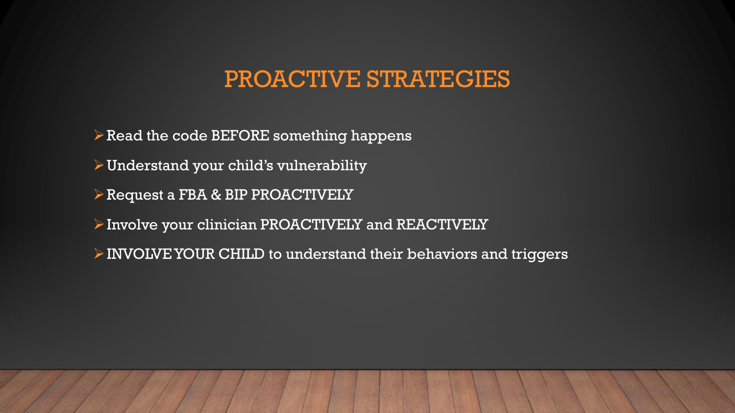# PROACTIVE STRATEGIES

- Read the code BEFORE something happens
- Understand your child's vulnerability
- Request a FBA & BIP PROACTIVELY
- Involve your clinician PROACTIVELY and REACTIVELY
- INVOLVE YOUR CHILD to understand their behaviors and triggers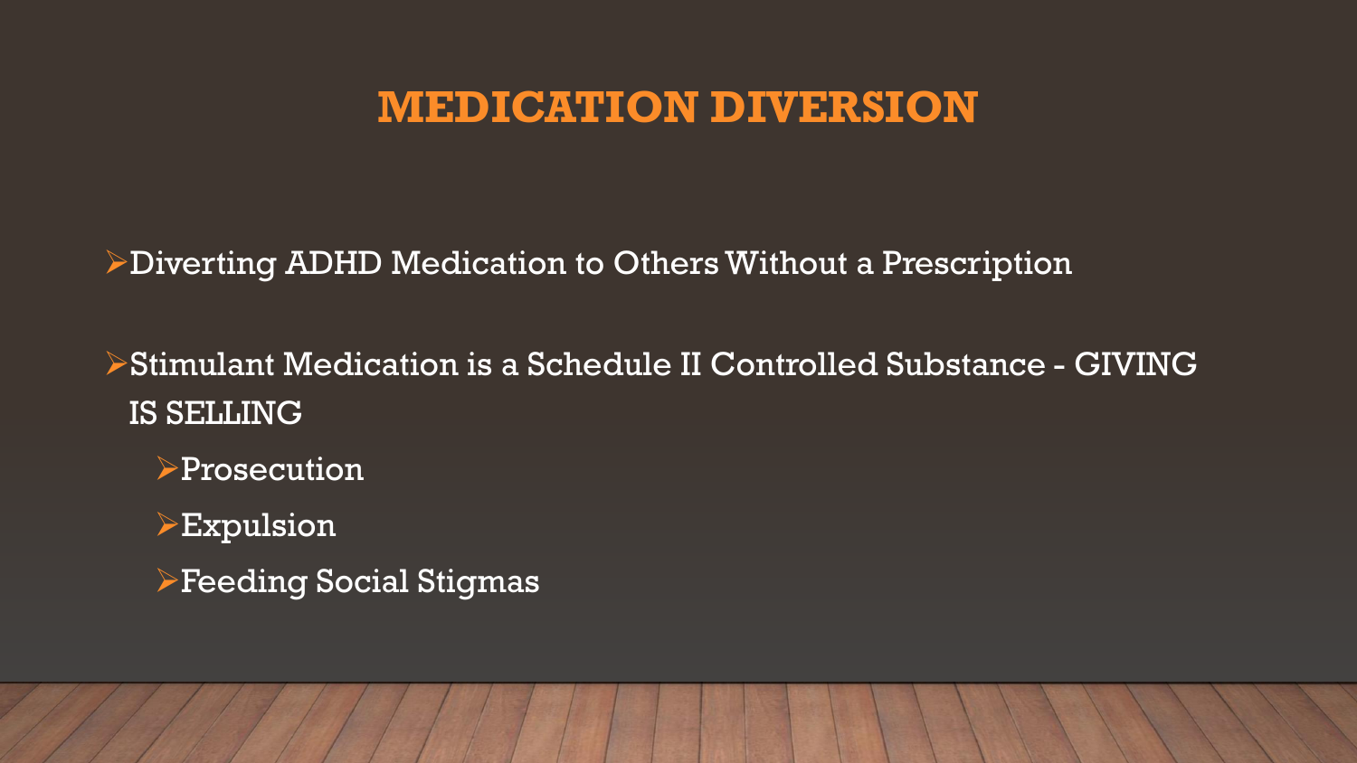# MEDICATION DIVERSION

- Diverting ADHD Medication to Others Without a Prescription
- Stimulant Medication is a Schedule II Controlled Substance - GIVING IS SELLING
  - Prosecution
  - Expulsion
  - Feeding Social Stigmas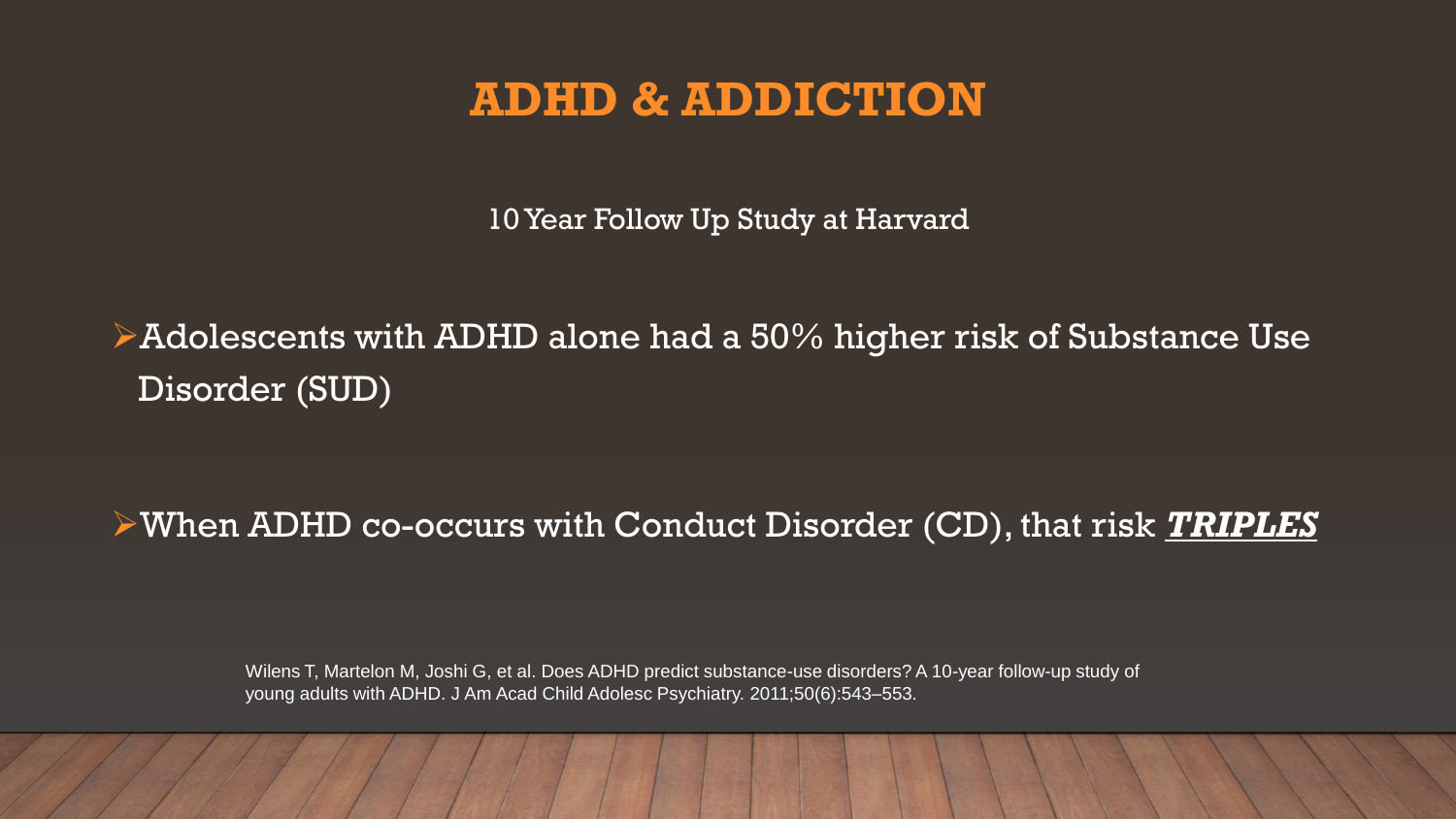# ADHD & ADDICTION

10 Year Follow Up Study at Harvard

- Adolescents with ADHD alone had a 50% higher risk of Substance Use Disorder (SUD)

- When ADHD co-occurs with Conduct Disorder (CD), that risk ***TRIPLES***

Wilens T, Martelon M, Joshi G, et al. Does ADHD predict substance-use disorders? A 10-year follow-up study of young adults with ADHD. J Am Acad Child Adolesc Psychiatry. 2011;50(6):543–553.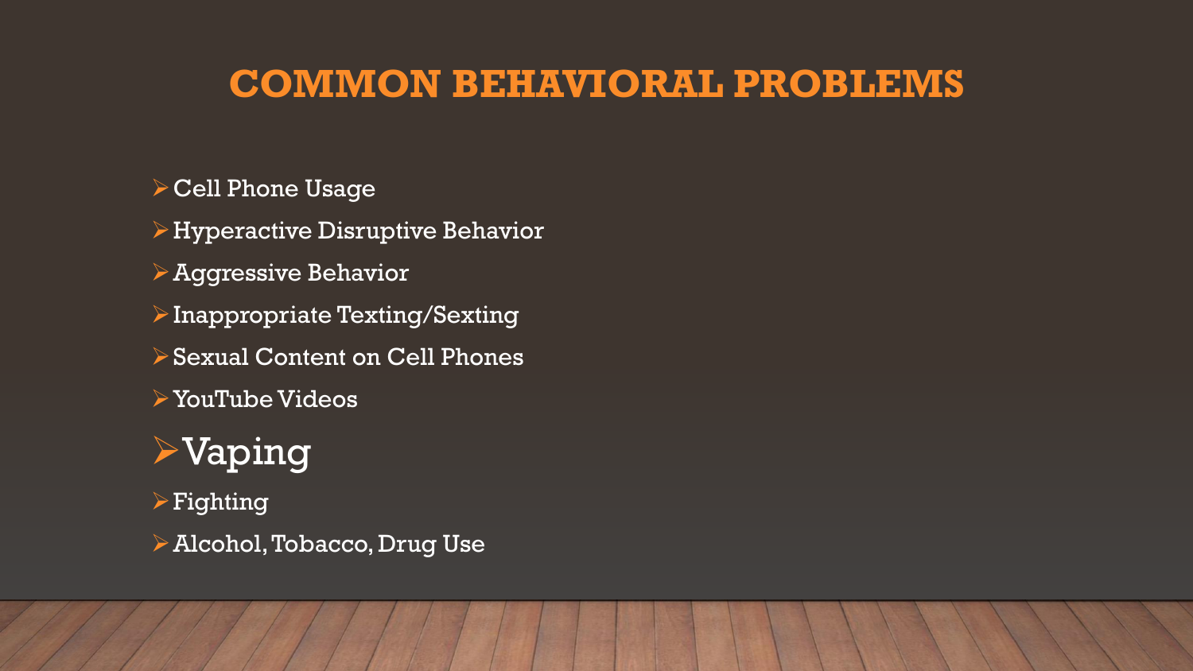# COMMON BEHAVIORAL PROBLEMS

- Cell Phone Usage
- Hyperactive Disruptive Behavior
- Aggressive Behavior
- Inappropriate Texting/Sexting
- Sexual Content on Cell Phones
- YouTube Videos
- Vaping
- Fighting
- Alcohol, Tobacco, Drug Use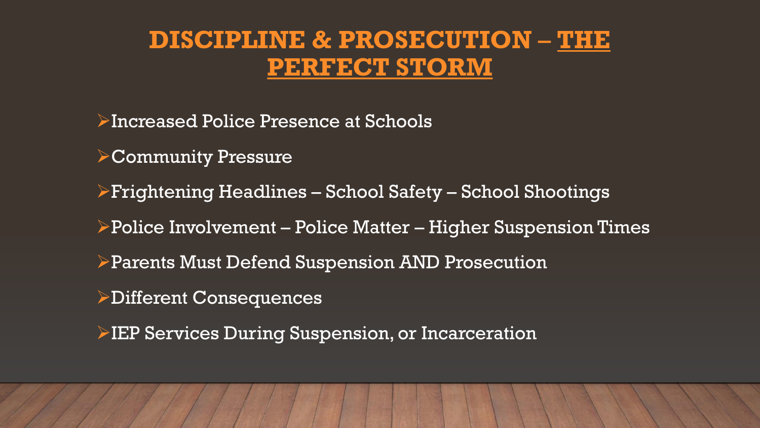# DISCIPLINE & PROSECUTION – THE PERFECT STORM

- Increased Police Presence at Schools
- Community Pressure
- Frightening Headlines – School Safety – School Shootings
- Police Involvement – Police Matter – Higher Suspension Times
- Parents Must Defend Suspension AND Prosecution
- Different Consequences
- IEP Services During Suspension, or Incarceration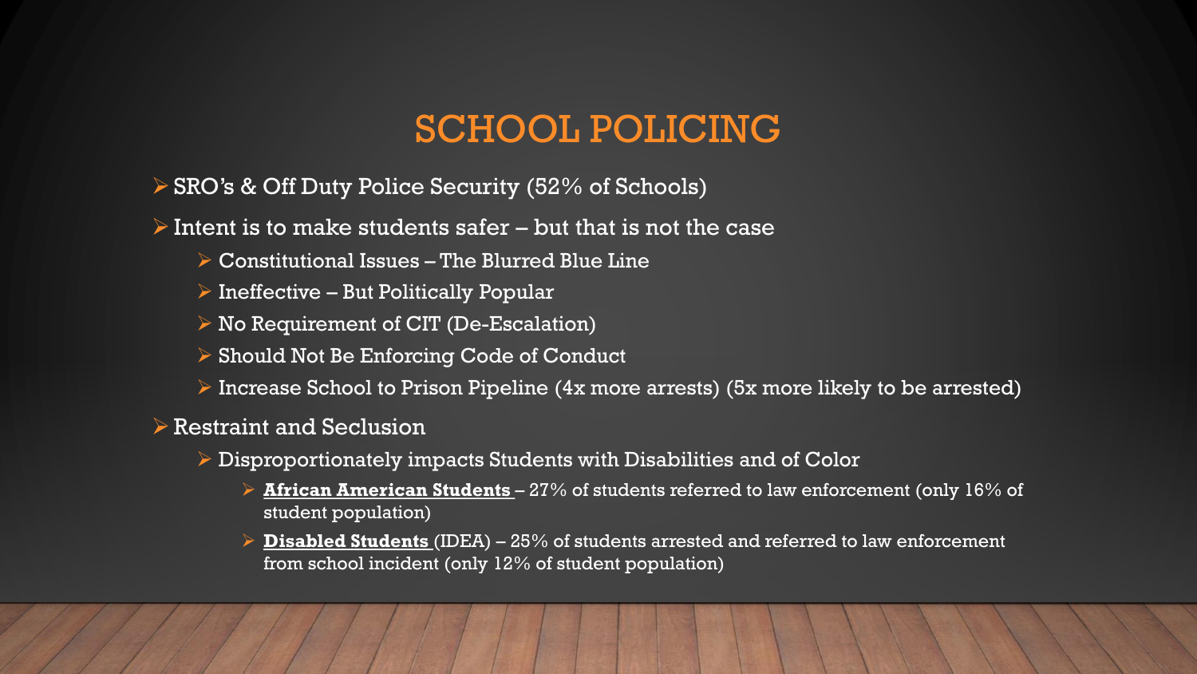# SCHOOL POLICING

- SRO's & Off Duty Police Security (52% of Schools)
- Intent is to make students safer – but that is not the case
  - Constitutional Issues – The Blurred Blue Line
  - Ineffective – But Politically Popular
  - No Requirement of CIT (De-Escalation)
  - Should Not Be Enforcing Code of Conduct
  - Increase School to Prison Pipeline (4x more arrests) (5x more likely to be arrested)
- Restraint and Seclusion
  - Disproportionately impacts Students with Disabilities and of Color
    - **African American Students** – 27% of students referred to law enforcement (only 16% of student population)
    - **Disabled Students** (IDEA) – 25% of students arrested and referred to law enforcement from school incident (only 12% of student population)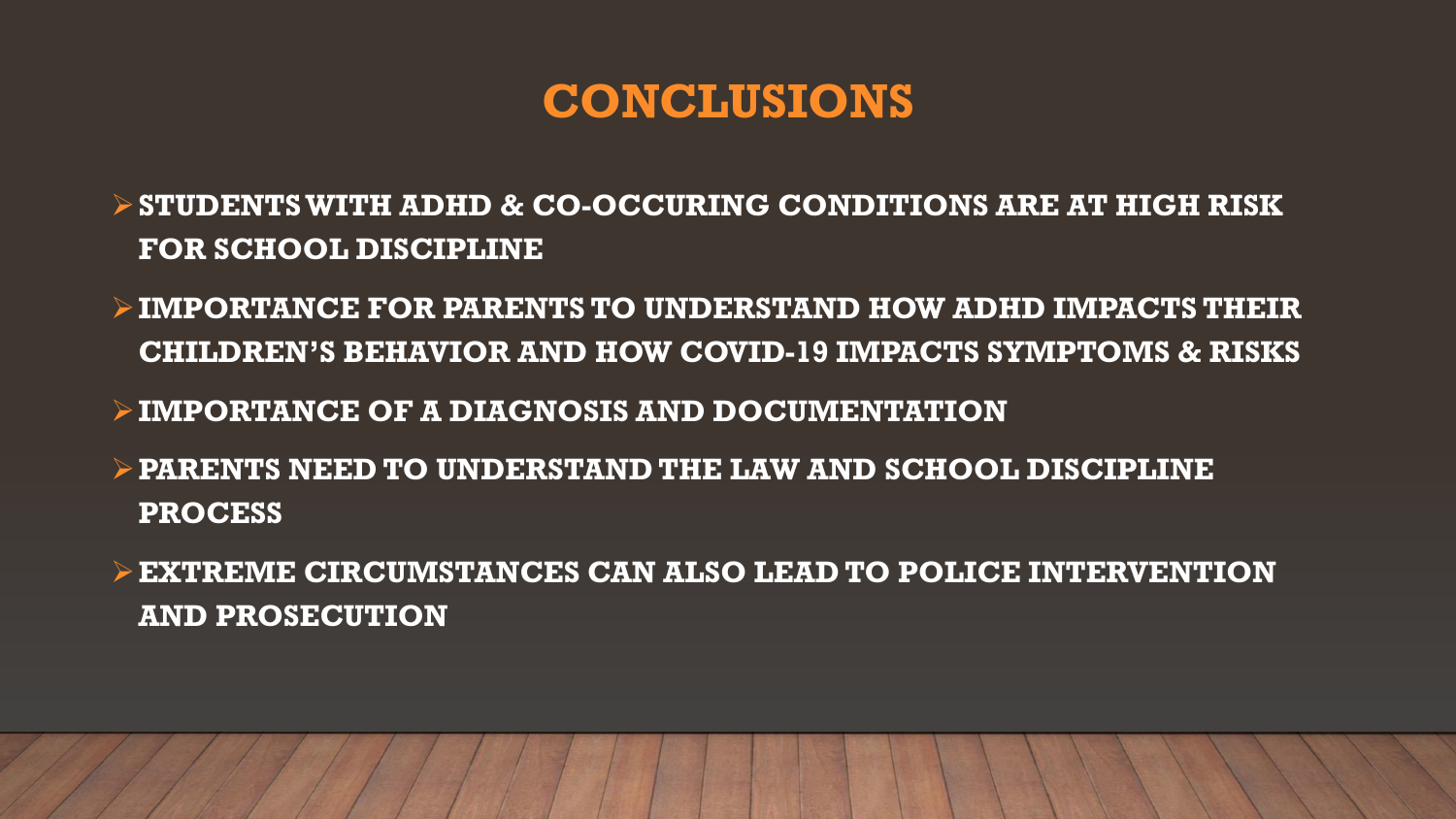# CONCLUSIONS

- STUDENTS WITH ADHD & CO-OCCURING CONDITIONS ARE AT HIGH RISK FOR SCHOOL DISCIPLINE
- IMPORTANCE FOR PARENTS TO UNDERSTAND HOW ADHD IMPACTS THEIR CHILDREN'S BEHAVIOR AND HOW COVID-19 IMPACTS SYMPTOMS & RISKS
- IMPORTANCE OF A DIAGNOSIS AND DOCUMENTATION
- PARENTS NEED TO UNDERSTAND THE LAW AND SCHOOL DISCIPLINE PROCESS
- EXTREME CIRCUMSTANCES CAN ALSO LEAD TO POLICE INTERVENTION AND PROSECUTION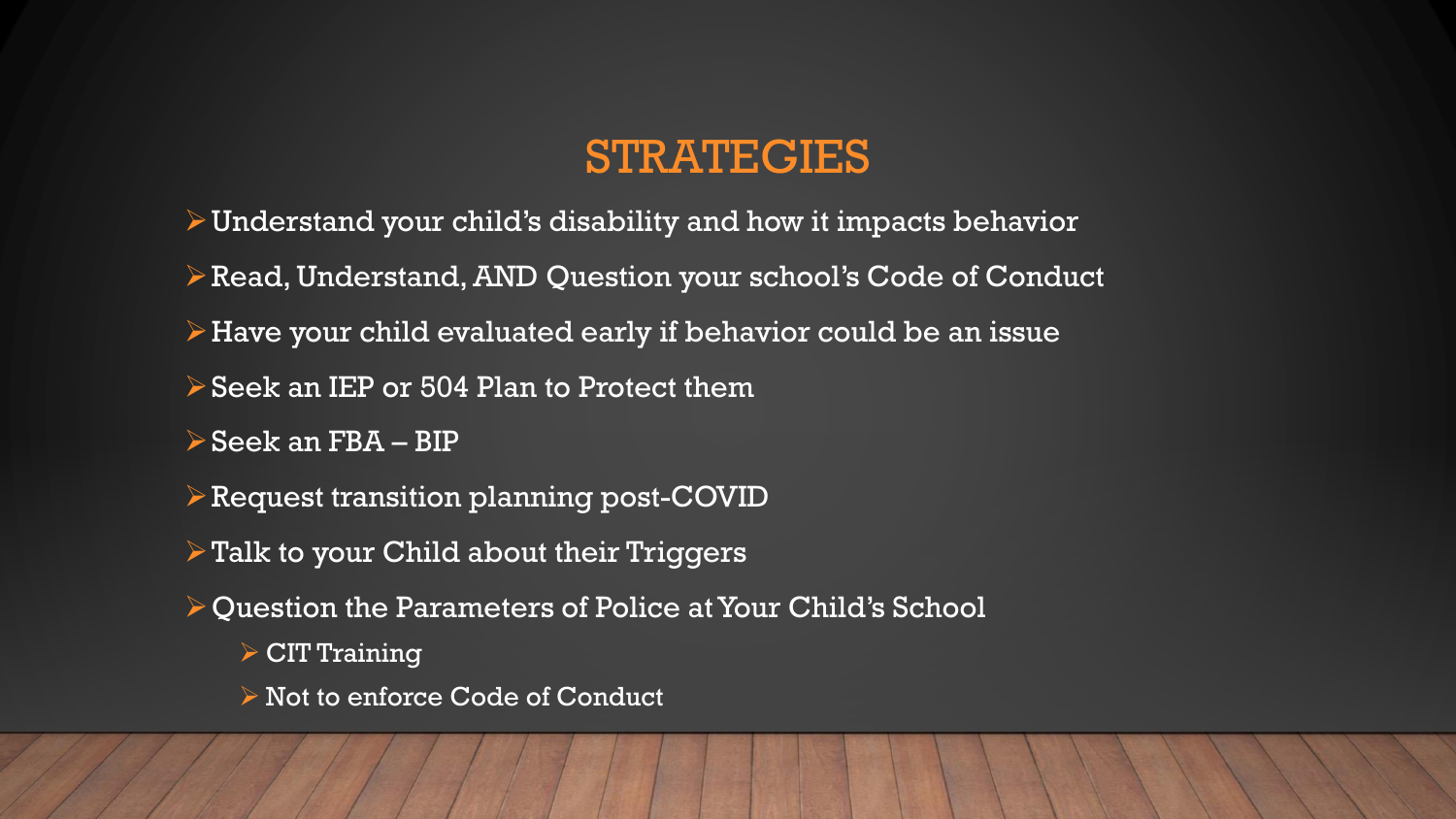# STRATEGIES

- Understand your child's disability and how it impacts behavior
- Read, Understand, AND Question your school's Code of Conduct
- Have your child evaluated early if behavior could be an issue
- Seek an IEP or 504 Plan to Protect them
- Seek an FBA – BIP
- Request transition planning post-COVID
- Talk to your Child about their Triggers
- Question the Parameters of Police at Your Child's School
  - CIT Training
  - Not to enforce Code of Conduct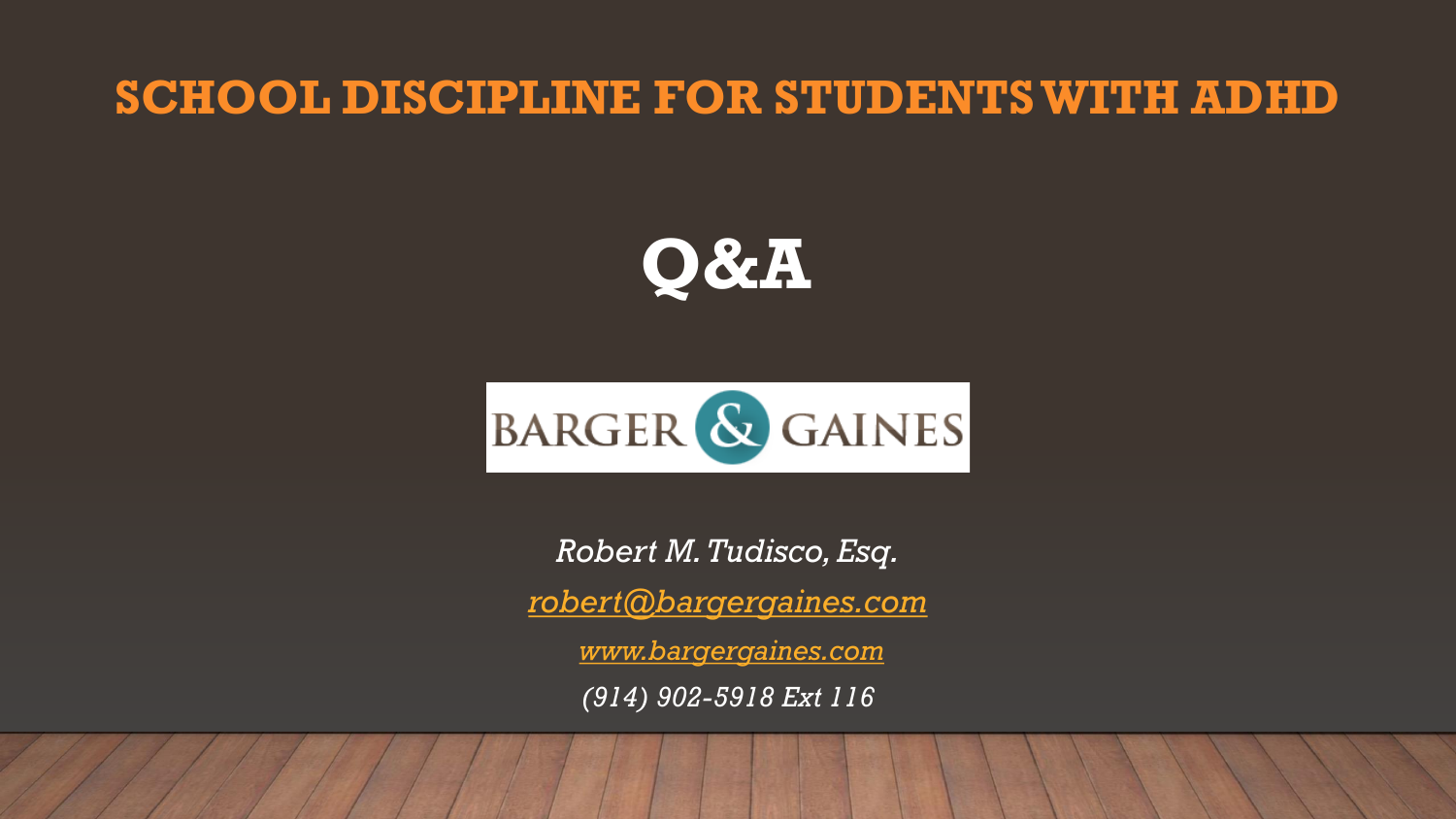# SCHOOL DISCIPLINE FOR STUDENTS WITH ADHD

## Q&A

BARGER & GAINES

*Robert M. Tudisco, Esq.*

*robert@bargergaines.com*

*www.bargergaines.com*

*(914) 902-5918 Ext 116*